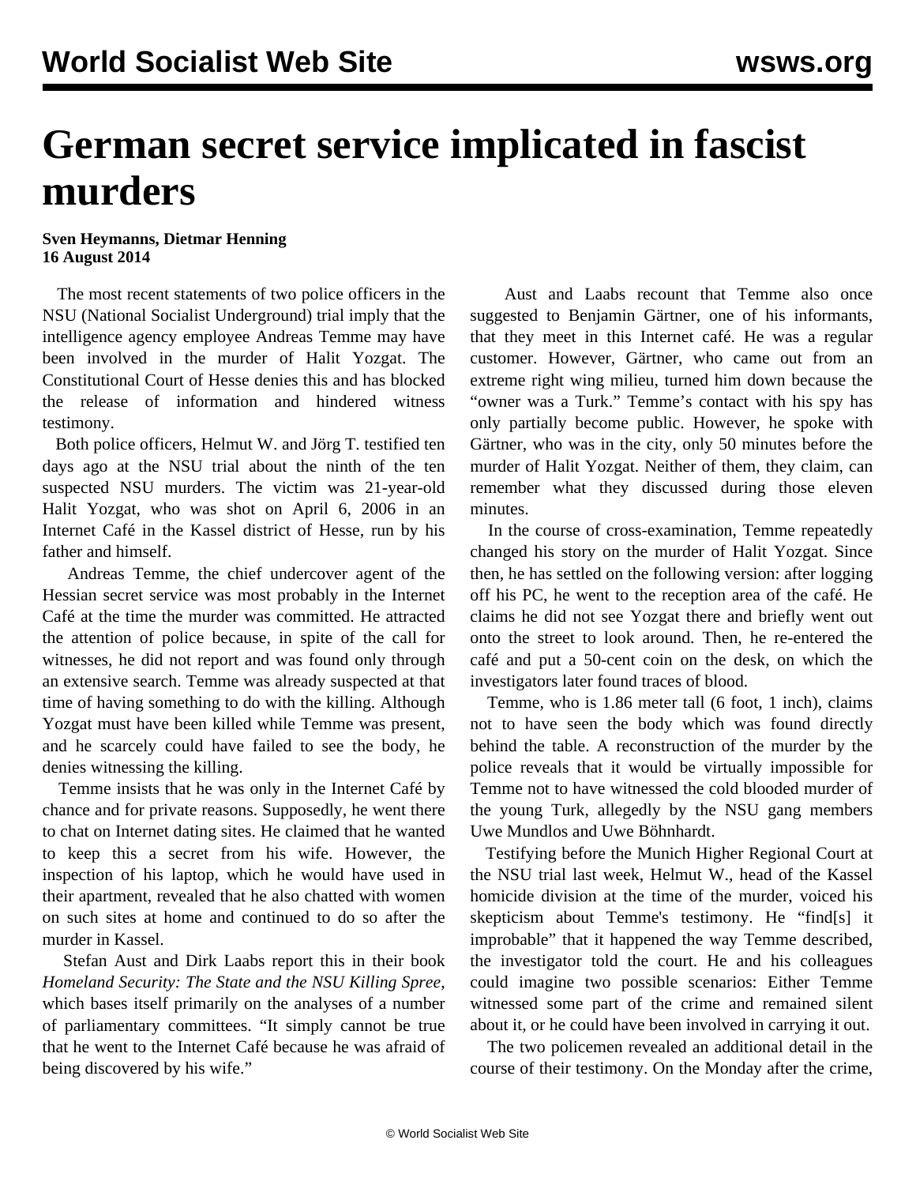# German secret service implicated in fascist murders

**Sven Heymanns, Dietmar Henning**
**16 August 2014**

The most recent statements of two police officers in the NSU (National Socialist Underground) trial imply that the intelligence agency employee Andreas Temme may have been involved in the murder of Halit Yozgat. The Constitutional Court of Hesse denies this and has blocked the release of information and hindered witness testimony.

Both police officers, Helmut W. and Jörg T. testified ten days ago at the NSU trial about the ninth of the ten suspected NSU murders. The victim was 21-year-old Halit Yozgat, who was shot on April 6, 2006 in an Internet Café in the Kassel district of Hesse, run by his father and himself.

Andreas Temme, the chief undercover agent of the Hessian secret service was most probably in the Internet Café at the time the murder was committed. He attracted the attention of police because, in spite of the call for witnesses, he did not report and was found only through an extensive search. Temme was already suspected at that time of having something to do with the killing. Although Yozgat must have been killed while Temme was present, and he scarcely could have failed to see the body, he denies witnessing the killing.

Temme insists that he was only in the Internet Café by chance and for private reasons. Supposedly, he went there to chat on Internet dating sites. He claimed that he wanted to keep this a secret from his wife. However, the inspection of his laptop, which he would have used in their apartment, revealed that he also chatted with women on such sites at home and continued to do so after the murder in Kassel.

Stefan Aust and Dirk Laabs report this in their book *Homeland Security: The State and the NSU Killing Spree*, which bases itself primarily on the analyses of a number of parliamentary committees. "It simply cannot be true that he went to the Internet Café because he was afraid of being discovered by his wife."

Aust and Laabs recount that Temme also once suggested to Benjamin Gärtner, one of his informants, that they meet in this Internet café. He was a regular customer. However, Gärtner, who came out from an extreme right wing milieu, turned him down because the "owner was a Turk." Temme's contact with his spy has only partially become public. However, he spoke with Gärtner, who was in the city, only 50 minutes before the murder of Halit Yozgat. Neither of them, they claim, can remember what they discussed during those eleven minutes.

In the course of cross-examination, Temme repeatedly changed his story on the murder of Halit Yozgat. Since then, he has settled on the following version: after logging off his PC, he went to the reception area of the café. He claims he did not see Yozgat there and briefly went out onto the street to look around. Then, he re-entered the café and put a 50-cent coin on the desk, on which the investigators later found traces of blood.

Temme, who is 1.86 meter tall (6 foot, 1 inch), claims not to have seen the body which was found directly behind the table. A reconstruction of the murder by the police reveals that it would be virtually impossible for Temme not to have witnessed the cold blooded murder of the young Turk, allegedly by the NSU gang members Uwe Mundlos and Uwe Böhnhardt.

Testifying before the Munich Higher Regional Court at the NSU trial last week, Helmut W., head of the Kassel homicide division at the time of the murder, voiced his skepticism about Temme's testimony. He "find[s] it improbable" that it happened the way Temme described, the investigator told the court. He and his colleagues could imagine two possible scenarios: Either Temme witnessed some part of the crime and remained silent about it, or he could have been involved in carrying it out.

The two policemen revealed an additional detail in the course of their testimony. On the Monday after the crime,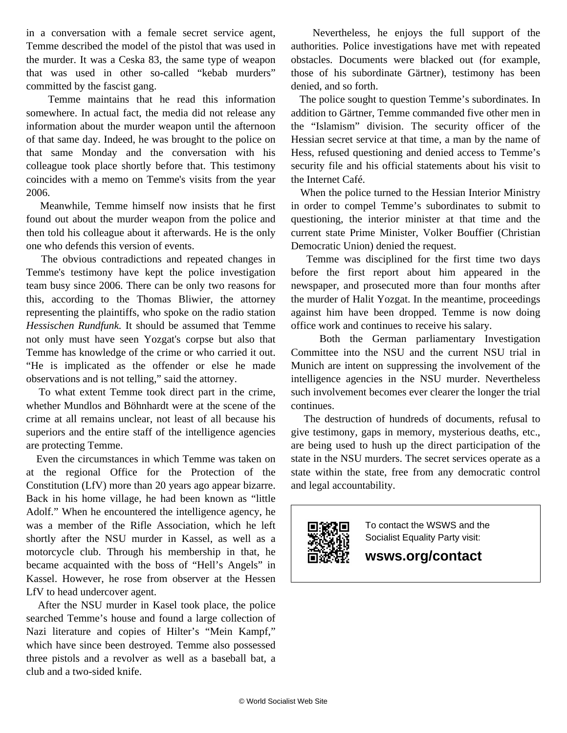in a conversation with a female secret service agent, Temme described the model of the pistol that was used in the murder. It was a Ceska 83, the same type of weapon that was used in other so-called “kebab murders” committed by the fascist gang.

Temme maintains that he read this information somewhere. In actual fact, the media did not release any information about the murder weapon until the afternoon of that same day. Indeed, he was brought to the police on that same Monday and the conversation with his colleague took place shortly before that. This testimony coincides with a memo on Temme's visits from the year 2006.

Meanwhile, Temme himself now insists that he first found out about the murder weapon from the police and then told his colleague about it afterwards. He is the only one who defends this version of events.

The obvious contradictions and repeated changes in Temme's testimony have kept the police investigation team busy since 2006. There can be only two reasons for this, according to the Thomas Bliwier, the attorney representing the plaintiffs, who spoke on the radio station *Hessischen Rundfunk.* It should be assumed that Temme not only must have seen Yozgat's corpse but also that Temme has knowledge of the crime or who carried it out. “He is implicated as the offender or else he made observations and is not telling,” said the attorney.

To what extent Temme took direct part in the crime, whether Mundlos and Böhnhardt were at the scene of the crime at all remains unclear, not least of all because his superiors and the entire staff of the intelligence agencies are protecting Temme.

Even the circumstances in which Temme was taken on at the regional Office for the Protection of the Constitution (LfV) more than 20 years ago appear bizarre. Back in his home village, he had been known as “little Adolf.” When he encountered the intelligence agency, he was a member of the Rifle Association, which he left shortly after the NSU murder in Kassel, as well as a motorcycle club. Through his membership in that, he became acquainted with the boss of “Hell’s Angels” in Kassel. However, he rose from observer at the Hessen LfV to head undercover agent.

After the NSU murder in Kasel took place, the police searched Temme’s house and found a large collection of Nazi literature and copies of Hilter’s “Mein Kampf,” which have since been destroyed. Temme also possessed three pistols and a revolver as well as a baseball bat, a club and a two-sided knife.

Nevertheless, he enjoys the full support of the authorities. Police investigations have met with repeated obstacles. Documents were blacked out (for example, those of his subordinate Gärtner), testimony has been denied, and so forth.

The police sought to question Temme’s subordinates. In addition to Gärtner, Temme commanded five other men in the “Islamism” division. The security officer of the Hessian secret service at that time, a man by the name of Hess, refused questioning and denied access to Temme’s security file and his official statements about his visit to the Internet Café.

When the police turned to the Hessian Interior Ministry in order to compel Temme’s subordinates to submit to questioning, the interior minister at that time and the current state Prime Minister, Volker Bouffier (Christian Democratic Union) denied the request.

Temme was disciplined for the first time two days before the first report about him appeared in the newspaper, and prosecuted more than four months after the murder of Halit Yozgat. In the meantime, proceedings against him have been dropped. Temme is now doing office work and continues to receive his salary.

Both the German parliamentary Investigation Committee into the NSU and the current NSU trial in Munich are intent on suppressing the involvement of the intelligence agencies in the NSU murder. Nevertheless such involvement becomes ever clearer the longer the trial continues.

The destruction of hundreds of documents, refusal to give testimony, gaps in memory, mysterious deaths, etc., are being used to hush up the direct participation of the state in the NSU murders. The secret services operate as a state within the state, free from any democratic control and legal accountability.

To contact the WSWS and the Socialist Equality Party visit:

**wsws.org/contact**